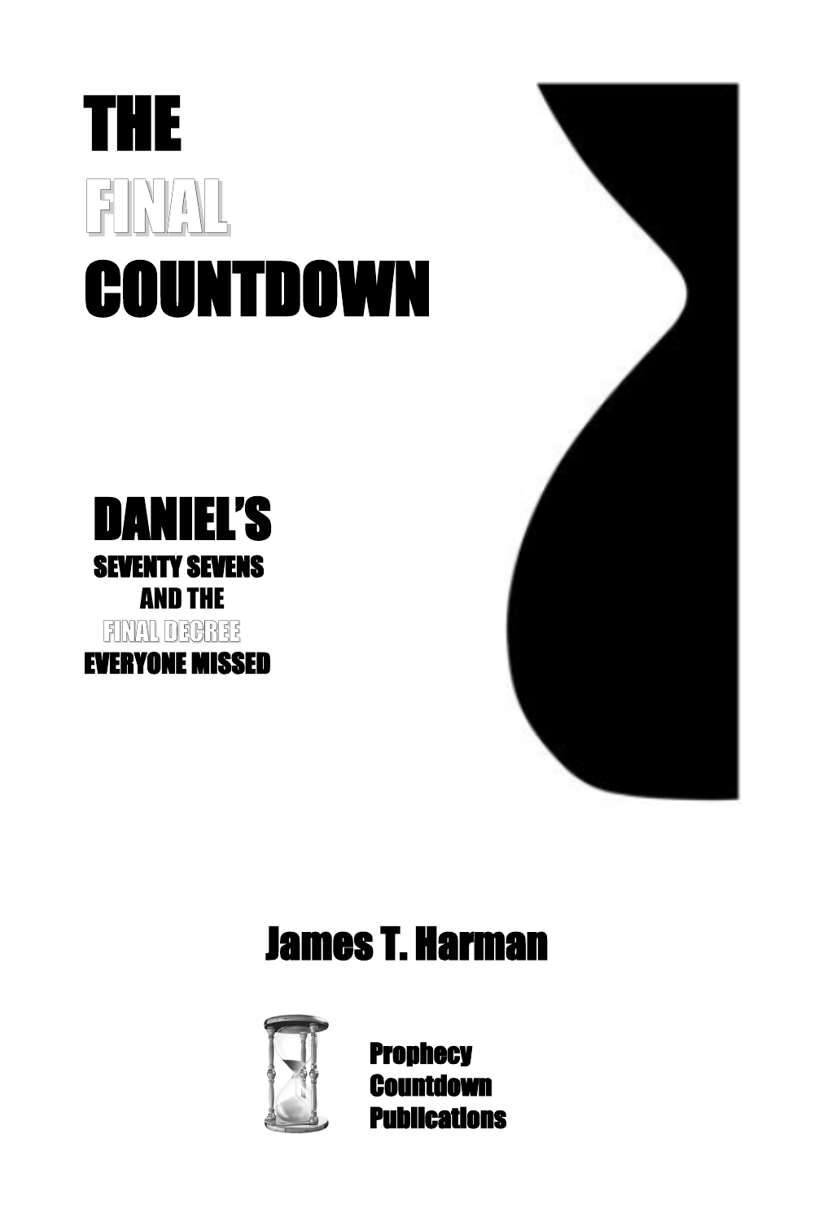# THE FINAL COUNTDOWN

## DANIEL'S SEVENTY SEVENS AND THE FINAL DECREE EVERYONE MISSED

James T. Harman

Prophecy Countdown Publications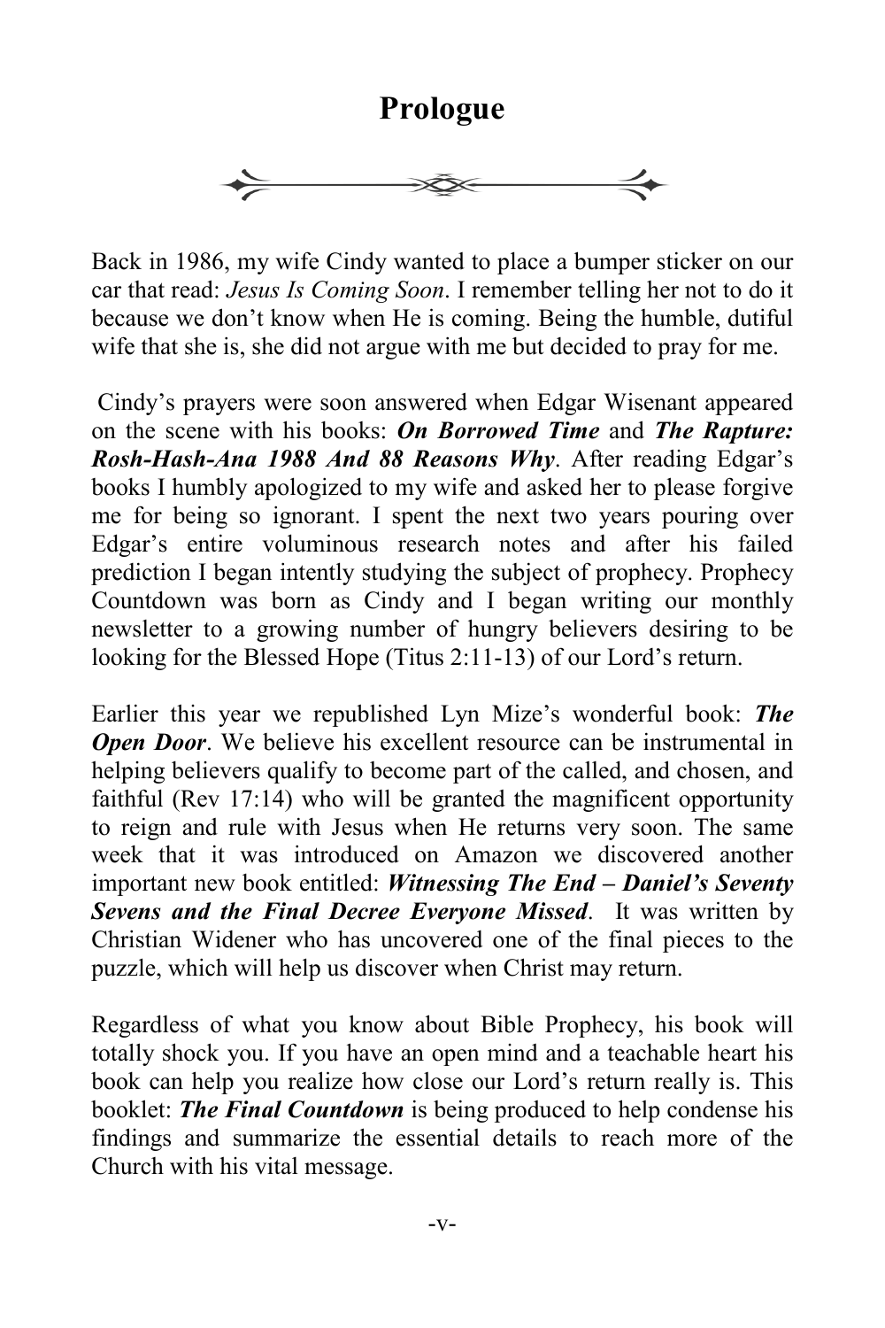# Prologue

Back in 1986, my wife Cindy wanted to place a bumper sticker on our car that read: *Jesus Is Coming Soon*. I remember telling her not to do it because we don't know when He is coming. Being the humble, dutiful wife that she is, she did not argue with me but decided to pray for me.

Cindy's prayers were soon answered when Edgar Wisenant appeared on the scene with his books: ***On Borrowed Time*** and ***The Rapture: Rosh-Hash-Ana 1988 And 88 Reasons Why***. After reading Edgar's books I humbly apologized to my wife and asked her to please forgive me for being so ignorant. I spent the next two years pouring over Edgar's entire voluminous research notes and after his failed prediction I began intently studying the subject of prophecy. Prophecy Countdown was born as Cindy and I began writing our monthly newsletter to a growing number of hungry believers desiring to be looking for the Blessed Hope (Titus 2:11-13) of our Lord's return.

Earlier this year we republished Lyn Mize's wonderful book: ***The Open Door***. We believe his excellent resource can be instrumental in helping believers qualify to become part of the called, and chosen, and faithful (Rev 17:14) who will be granted the magnificent opportunity to reign and rule with Jesus when He returns very soon. The same week that it was introduced on Amazon we discovered another important new book entitled: ***Witnessing The End – Daniel's Seventy Sevens and the Final Decree Everyone Missed***. It was written by Christian Widener who has uncovered one of the final pieces to the puzzle, which will help us discover when Christ may return.

Regardless of what you know about Bible Prophecy, his book will totally shock you. If you have an open mind and a teachable heart his book can help you realize how close our Lord's return really is. This booklet: ***The Final Countdown*** is being produced to help condense his findings and summarize the essential details to reach more of the Church with his vital message.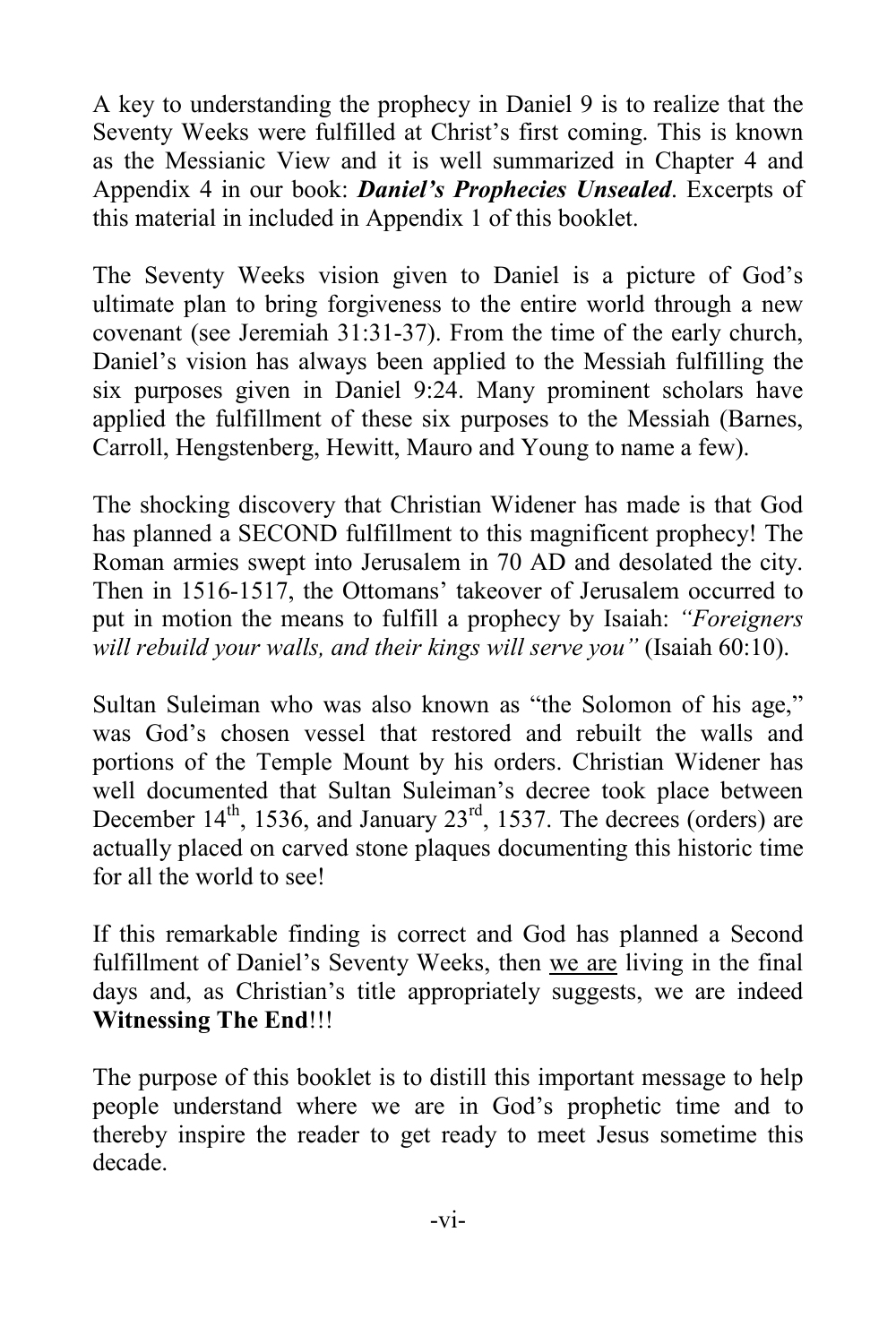A key to understanding the prophecy in Daniel 9 is to realize that the Seventy Weeks were fulfilled at Christ's first coming. This is known as the Messianic View and it is well summarized in Chapter 4 and Appendix 4 in our book: ***Daniel's Prophecies Unsealed***. Excerpts of this material in included in Appendix 1 of this booklet.

The Seventy Weeks vision given to Daniel is a picture of God's ultimate plan to bring forgiveness to the entire world through a new covenant (see Jeremiah 31:31-37). From the time of the early church, Daniel's vision has always been applied to the Messiah fulfilling the six purposes given in Daniel 9:24. Many prominent scholars have applied the fulfillment of these six purposes to the Messiah (Barnes, Carroll, Hengstenberg, Hewitt, Mauro and Young to name a few).

The shocking discovery that Christian Widener has made is that God has planned a SECOND fulfillment to this magnificent prophecy! The Roman armies swept into Jerusalem in 70 AD and desolated the city. Then in 1516-1517, the Ottomans' takeover of Jerusalem occurred to put in motion the means to fulfill a prophecy by Isaiah: *"Foreigners will rebuild your walls, and their kings will serve you"* (Isaiah 60:10).

Sultan Suleiman who was also known as "the Solomon of his age," was God's chosen vessel that restored and rebuilt the walls and portions of the Temple Mount by his orders. Christian Widener has well documented that Sultan Suleiman's decree took place between December 14th, 1536, and January 23rd, 1537. The decrees (orders) are actually placed on carved stone plaques documenting this historic time for all the world to see!

If this remarkable finding is correct and God has planned a Second fulfillment of Daniel's Seventy Weeks, then <u>we are</u> living in the final days and, as Christian's title appropriately suggests, we are indeed **Witnessing The End**!!!

The purpose of this booklet is to distill this important message to help people understand where we are in God's prophetic time and to thereby inspire the reader to get ready to meet Jesus sometime this decade.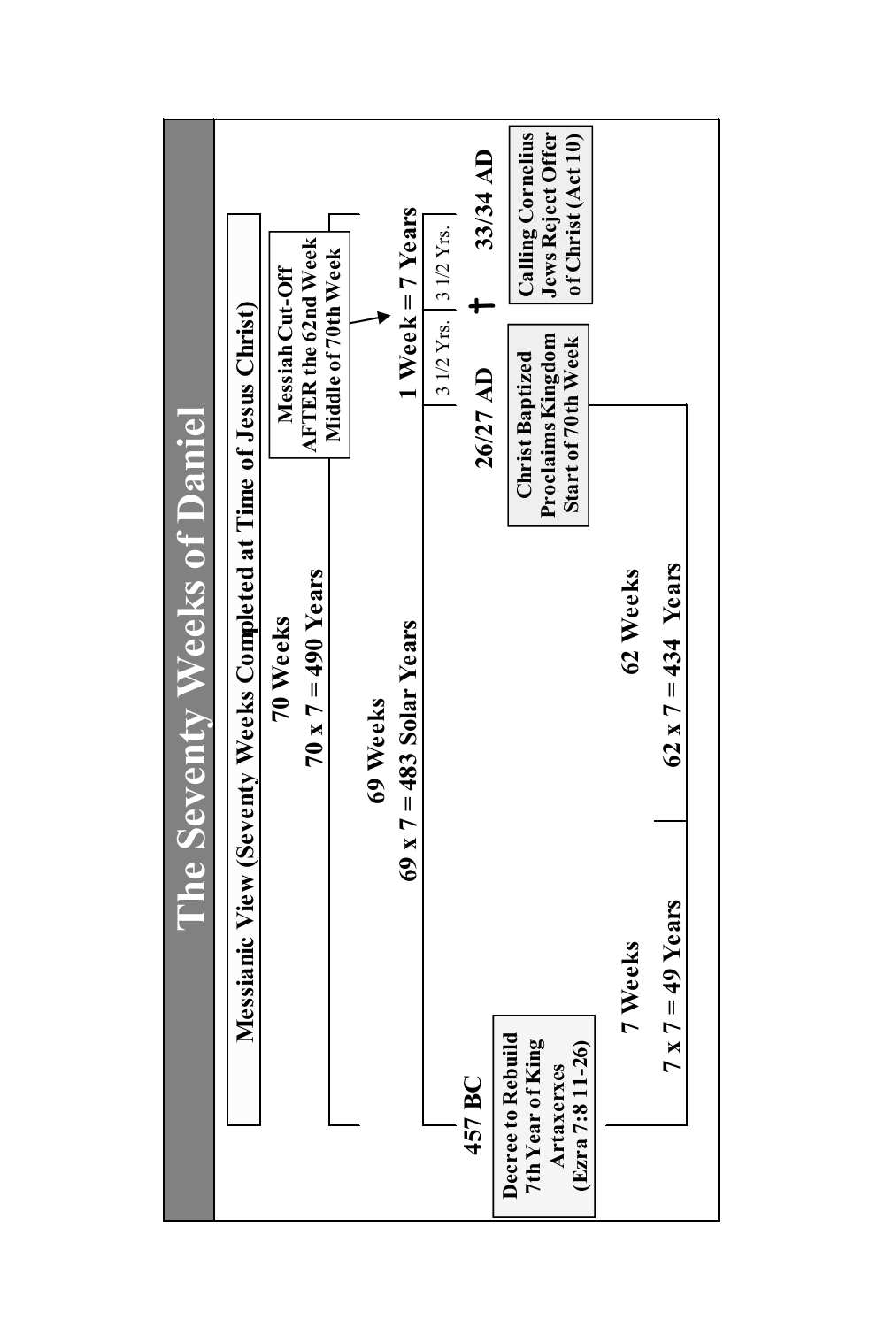# The Seventy Weeks of Daniel

**Messianic View (Seventy Weeks Completed at Time of Jesus Christ)**

**70 Weeks**

**70 x 7 = 490 Years**

**Messiah Cut-Off**
**AFTER the 62nd Week**
**Middle of 70th Week**

**69 Weeks**

**69 x 7 = 483 Solar Years**

**1 Week = 7 Years**

3 1/2 Yrs. | 3 1/2 Yrs.

**457 BC**

**Decree to Rebuild**
**7th Year of King**
**Artaxerxes**
**(Ezra 7:8 11-26)**

**26/27 AD**

**Christ Baptized**
**Proclaims Kingdom**
**Start of 70th Week**

†

**33/34 AD**

**Calling Cornelius**
**Jews Reject Offer**
**of Christ (Act 10)**

**7 Weeks**

**7 x 7 = 49 Years**

**62 Weeks**

**62 x 7 = 434 Years**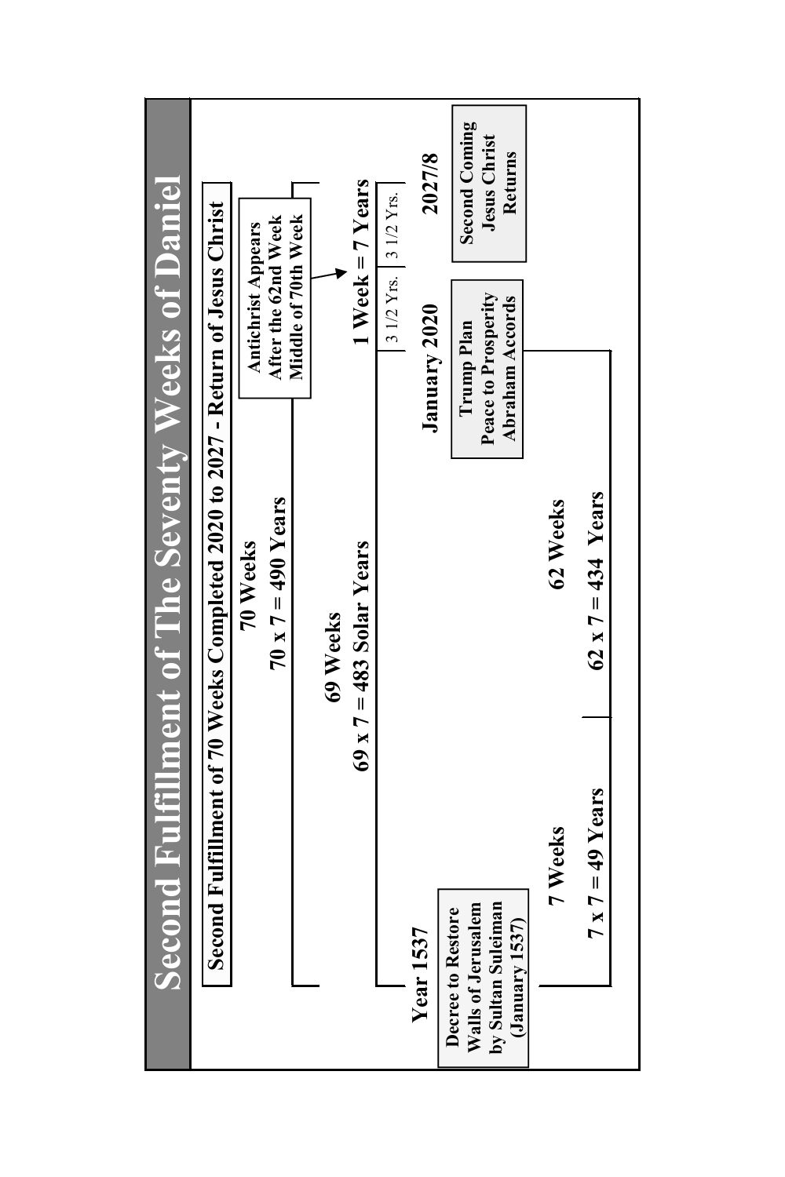# Second Fulfillment of The Seventy Weeks of Daniel

**Second Fulfillment of 70 Weeks Completed 2020 to 2027 - Return of Jesus Christ**

**70 Weeks**

**70 x 7 = 490 Years**

**Antichrist Appears**
**After the 62nd Week**
**Middle of 70th Week**

**69 Weeks**

**69 x 7 = 483 Solar Years**

**1 Week = 7 Years**

3 1/2 Yrs. | 3 1/2 Yrs.

**Year 1537**

**Decree to Restore Walls of Jerusalem by Sultan Suleiman (January 1537)**

**7 Weeks**

**7 x 7 = 49 Years**

**62 Weeks**

**62 x 7 = 434 Years**

**January 2020**

**Trump Plan**
**Peace to Prosperity**
**Abraham Accords**

**2027/8**

**Second Coming**
**Jesus Christ**
**Returns**